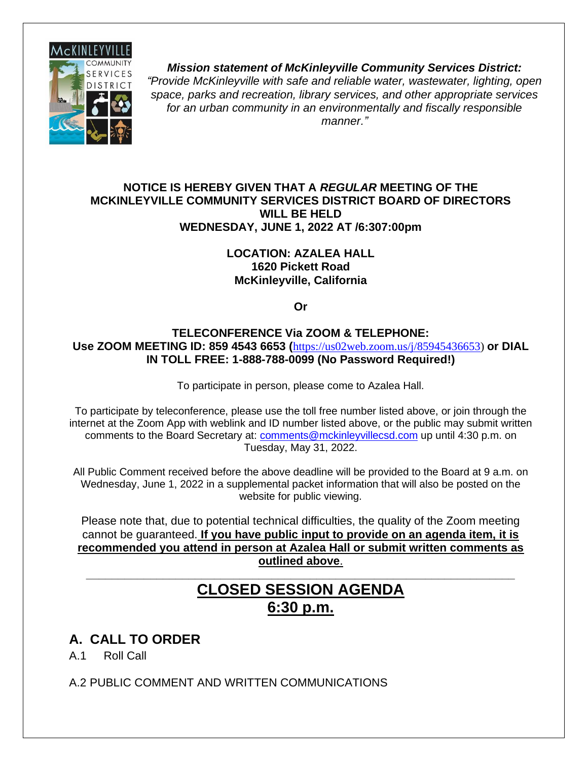***Mission statement of McKinleyville Community Services District:***
*"Provide McKinleyville with safe and reliable water, wastewater, lighting, open space, parks and recreation, library services, and other appropriate services for an urban community in an environmentally and fiscally responsible manner."*

**NOTICE IS HEREBY GIVEN THAT A *REGULAR* MEETING OF THE MCKINLEYVILLE COMMUNITY SERVICES DISTRICT BOARD OF DIRECTORS WILL BE HELD**
**WEDNESDAY, JUNE 1, 2022 AT /6:307:00pm**

**LOCATION: AZALEA HALL**
**1620 Pickett Road**
**McKinleyville, California**

**Or**

**TELECONFERENCE Via ZOOM & TELEPHONE:**
**Use ZOOM MEETING ID: 859 4543 6653 (**https://us02web.zoom.us/j/85945436653**) or DIAL IN TOLL FREE: 1-888-788-0099 (No Password Required!)**

To participate in person, please come to Azalea Hall.

To participate by teleconference, please use the toll free number listed above, or join through the internet at the Zoom App with weblink and ID number listed above, or the public may submit written comments to the Board Secretary at: comments@mckinleyvillecsd.com up until 4:30 p.m. on Tuesday, May 31, 2022.

All Public Comment received before the above deadline will be provided to the Board at 9 a.m. on Wednesday, June 1, 2022 in a supplemental packet information that will also be posted on the website for public viewing.

Please note that, due to potential technical difficulties, the quality of the Zoom meeting cannot be guaranteed. **<u>If you have public input to provide on an agenda item, it is recommended you attend in person at Azalea Hall or submit written comments as outlined above</u>**.

---

# <u>CLOSED SESSION AGENDA</u>
# <u>6:30 p.m.</u>

## A. CALL TO ORDER

A.1 Roll Call

A.2 PUBLIC COMMENT AND WRITTEN COMMUNICATIONS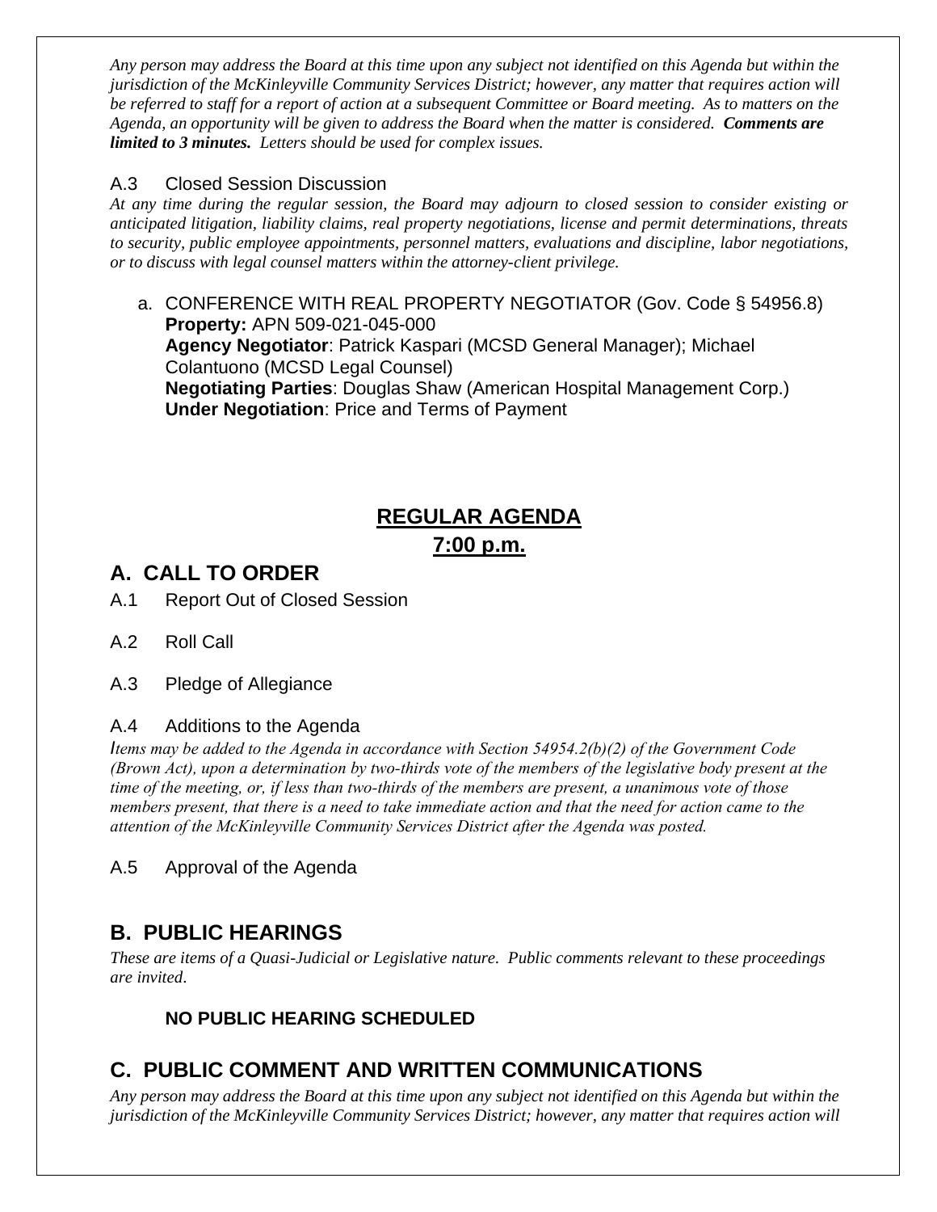*Any person may address the Board at this time upon any subject not identified on this Agenda but within the jurisdiction of the McKinleyville Community Services District; however, any matter that requires action will be referred to staff for a report of action at a subsequent Committee or Board meeting. As to matters on the Agenda, an opportunity will be given to address the Board when the matter is considered.* ***Comments are limited to 3 minutes.*** *Letters should be used for complex issues.*

### A.3 Closed Session Discussion

*At any time during the regular session, the Board may adjourn to closed session to consider existing or anticipated litigation, liability claims, real property negotiations, license and permit determinations, threats to security, public employee appointments, personnel matters, evaluations and discipline, labor negotiations, or to discuss with legal counsel matters within the attorney-client privilege.*

a. CONFERENCE WITH REAL PROPERTY NEGOTIATOR (Gov. Code § 54956.8)
   **Property:** APN 509-021-045-000
   **Agency Negotiator**: Patrick Kaspari (MCSD General Manager); Michael Colantuono (MCSD Legal Counsel)
   **Negotiating Parties**: Douglas Shaw (American Hospital Management Corp.)
   **Under Negotiation**: Price and Terms of Payment

# REGULAR AGENDA
## 7:00 p.m.

## A. CALL TO ORDER

A.1 Report Out of Closed Session

A.2 Roll Call

A.3 Pledge of Allegiance

### A.4 Additions to the Agenda

*Items may be added to the Agenda in accordance with Section 54954.2(b)(2) of the Government Code (Brown Act), upon a determination by two-thirds vote of the members of the legislative body present at the time of the meeting, or, if less than two-thirds of the members are present, a unanimous vote of those members present, that there is a need to take immediate action and that the need for action came to the attention of the McKinleyville Community Services District after the Agenda was posted.*

A.5 Approval of the Agenda

## B. PUBLIC HEARINGS

*These are items of a Quasi-Judicial or Legislative nature. Public comments relevant to these proceedings are invited.*

**NO PUBLIC HEARING SCHEDULED**

## C. PUBLIC COMMENT AND WRITTEN COMMUNICATIONS

*Any person may address the Board at this time upon any subject not identified on this Agenda but within the jurisdiction of the McKinleyville Community Services District; however, any matter that requires action will*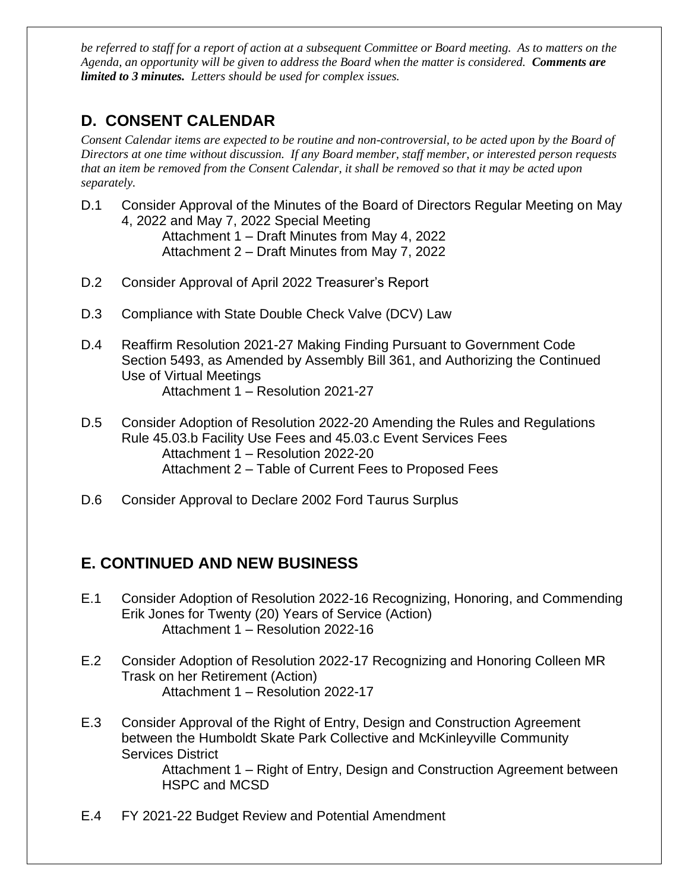*be referred to staff for a report of action at a subsequent Committee or Board meeting. As to matters on the Agenda, an opportunity will be given to address the Board when the matter is considered.* ***Comments are limited to 3 minutes.*** *Letters should be used for complex issues.*

## D. CONSENT CALENDAR

*Consent Calendar items are expected to be routine and non-controversial, to be acted upon by the Board of Directors at one time without discussion. If any Board member, staff member, or interested person requests that an item be removed from the Consent Calendar, it shall be removed so that it may be acted upon separately.*

D.1 Consider Approval of the Minutes of the Board of Directors Regular Meeting on May 4, 2022 and May 7, 2022 Special Meeting
  Attachment 1 – Draft Minutes from May 4, 2022
  Attachment 2 – Draft Minutes from May 7, 2022

D.2 Consider Approval of April 2022 Treasurer's Report

D.3 Compliance with State Double Check Valve (DCV) Law

D.4 Reaffirm Resolution 2021-27 Making Finding Pursuant to Government Code Section 5493, as Amended by Assembly Bill 361, and Authorizing the Continued Use of Virtual Meetings
  Attachment 1 – Resolution 2021-27

D.5 Consider Adoption of Resolution 2022-20 Amending the Rules and Regulations Rule 45.03.b Facility Use Fees and 45.03.c Event Services Fees
  Attachment 1 – Resolution 2022-20
  Attachment 2 – Table of Current Fees to Proposed Fees

D.6 Consider Approval to Declare 2002 Ford Taurus Surplus

## E. CONTINUED AND NEW BUSINESS

E.1 Consider Adoption of Resolution 2022-16 Recognizing, Honoring, and Commending Erik Jones for Twenty (20) Years of Service (Action)
  Attachment 1 – Resolution 2022-16

E.2 Consider Adoption of Resolution 2022-17 Recognizing and Honoring Colleen MR Trask on her Retirement (Action)
  Attachment 1 – Resolution 2022-17

E.3 Consider Approval of the Right of Entry, Design and Construction Agreement between the Humboldt Skate Park Collective and McKinleyville Community Services District
  Attachment 1 – Right of Entry, Design and Construction Agreement between HSPC and MCSD

E.4 FY 2021-22 Budget Review and Potential Amendment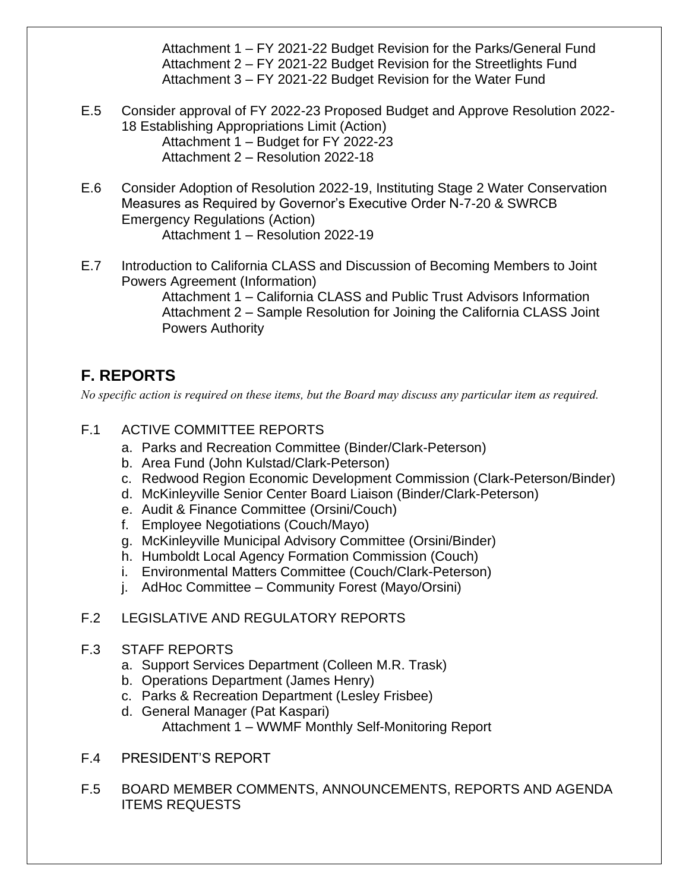Attachment 1 – FY 2021-22 Budget Revision for the Parks/General Fund
Attachment 2 – FY 2021-22 Budget Revision for the Streetlights Fund
Attachment 3 – FY 2021-22 Budget Revision for the Water Fund

E.5 Consider approval of FY 2022-23 Proposed Budget and Approve Resolution 2022-18 Establishing Appropriations Limit (Action)
Attachment 1 – Budget for FY 2022-23
Attachment 2 – Resolution 2022-18

E.6 Consider Adoption of Resolution 2022-19, Instituting Stage 2 Water Conservation Measures as Required by Governor's Executive Order N-7-20 & SWRCB Emergency Regulations (Action)
Attachment 1 – Resolution 2022-19

E.7 Introduction to California CLASS and Discussion of Becoming Members to Joint Powers Agreement (Information)
Attachment 1 – California CLASS and Public Trust Advisors Information
Attachment 2 – Sample Resolution for Joining the California CLASS Joint Powers Authority

## F. REPORTS

*No specific action is required on these items, but the Board may discuss any particular item as required.*

F.1 ACTIVE COMMITTEE REPORTS

a. Parks and Recreation Committee (Binder/Clark-Peterson)
b. Area Fund (John Kulstad/Clark-Peterson)
c. Redwood Region Economic Development Commission (Clark-Peterson/Binder)
d. McKinleyville Senior Center Board Liaison (Binder/Clark-Peterson)
e. Audit & Finance Committee (Orsini/Couch)
f. Employee Negotiations (Couch/Mayo)
g. McKinleyville Municipal Advisory Committee (Orsini/Binder)
h. Humboldt Local Agency Formation Commission (Couch)
i. Environmental Matters Committee (Couch/Clark-Peterson)
j. AdHoc Committee – Community Forest (Mayo/Orsini)

F.2 LEGISLATIVE AND REGULATORY REPORTS

F.3 STAFF REPORTS

a. Support Services Department (Colleen M.R. Trask)
b. Operations Department (James Henry)
c. Parks & Recreation Department (Lesley Frisbee)
d. General Manager (Pat Kaspari)
Attachment 1 – WWMF Monthly Self-Monitoring Report

F.4 PRESIDENT'S REPORT

F.5 BOARD MEMBER COMMENTS, ANNOUNCEMENTS, REPORTS AND AGENDA ITEMS REQUESTS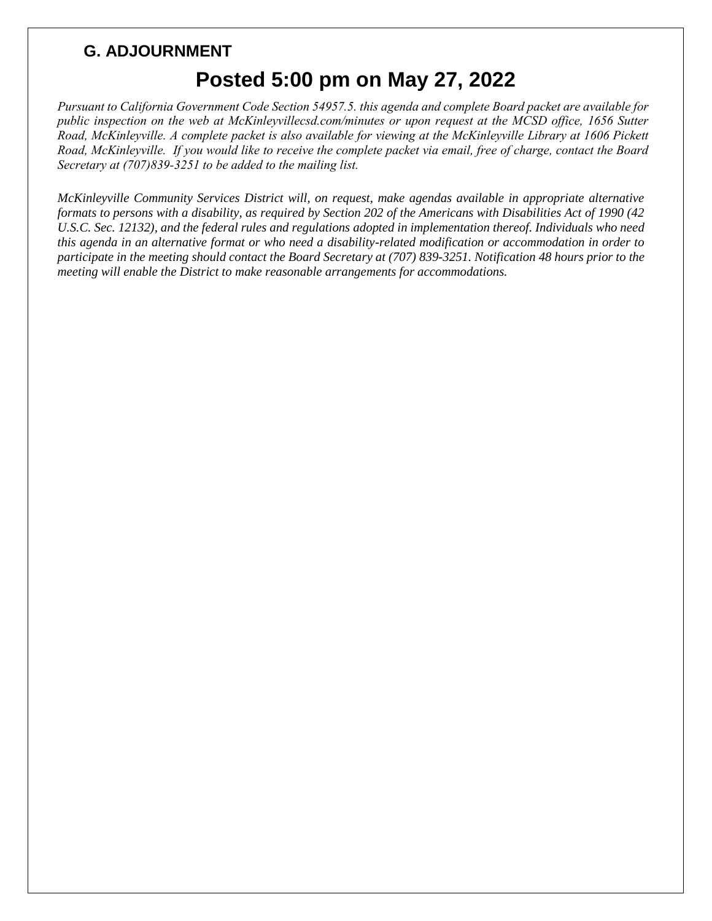## G. ADJOURNMENT

# Posted 5:00 pm on May 27, 2022

*Pursuant to California Government Code Section 54957.5. this agenda and complete Board packet are available for public inspection on the web at McKinleyvillecsd.com/minutes or upon request at the MCSD office, 1656 Sutter Road, McKinleyville. A complete packet is also available for viewing at the McKinleyville Library at 1606 Pickett Road, McKinleyville. If you would like to receive the complete packet via email, free of charge, contact the Board Secretary at (707)839-3251 to be added to the mailing list.*

*McKinleyville Community Services District will, on request, make agendas available in appropriate alternative formats to persons with a disability, as required by Section 202 of the Americans with Disabilities Act of 1990 (42 U.S.C. Sec. 12132), and the federal rules and regulations adopted in implementation thereof. Individuals who need this agenda in an alternative format or who need a disability-related modification or accommodation in order to participate in the meeting should contact the Board Secretary at (707) 839-3251. Notification 48 hours prior to the meeting will enable the District to make reasonable arrangements for accommodations.*